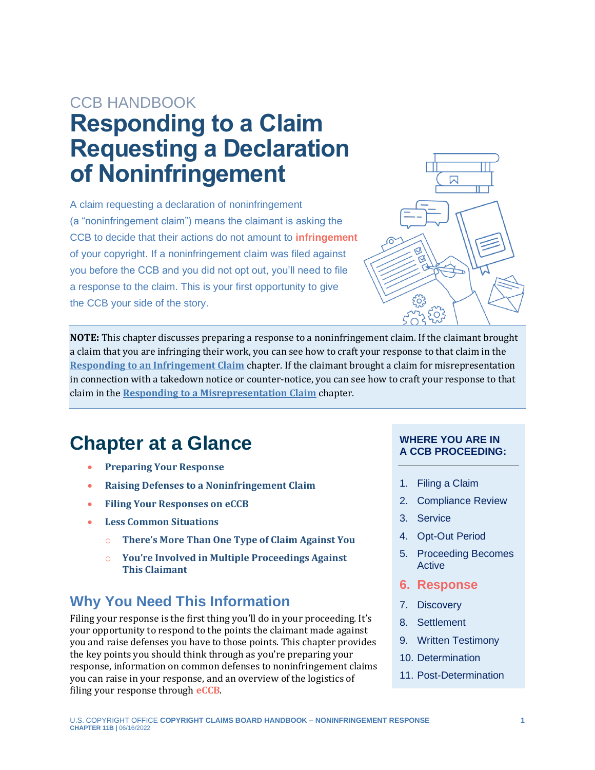CCB HANDBOOK

# Responding to a Claim Requesting a Declaration of Noninfringement

A claim requesting a declaration of noninfringement (a "noninfringement claim") means the claimant is asking the CCB to decide that their actions do not amount to **infringement** of your copyright. If a noninfringement claim was filed against you before the CCB and you did not opt out, you'll need to file a response to the claim. This is your first opportunity to give the CCB your side of the story.

**NOTE:** This chapter discusses preparing a response to a noninfringement claim. If the claimant brought a claim that you are infringing their work, you can see how to craft your response to that claim in the **Responding to an Infringement Claim** chapter. If the claimant brought a claim for misrepresentation in connection with a takedown notice or counter-notice, you can see how to craft your response to that claim in the **Responding to a Misrepresentation Claim** chapter.

## Chapter at a Glance

- **Preparing Your Response**
- **Raising Defenses to a Noninfringement Claim**
- **Filing Your Responses on eCCB**
- **Less Common Situations**
  - **There's More Than One Type of Claim Against You**
  - **You're Involved in Multiple Proceedings Against This Claimant**

## Why You Need This Information

Filing your response is the first thing you'll do in your proceeding. It's your opportunity to respond to the points the claimant made against you and raise defenses you have to those points. This chapter provides the key points you should think through as you're preparing your response, information on common defenses to noninfringement claims you can raise in your response, and an overview of the logistics of filing your response through **eCCB**.

**WHERE YOU ARE IN A CCB PROCEEDING:**

1. Filing a Claim
2. Compliance Review
3. Service
4. Opt-Out Period
5. Proceeding Becomes Active
6. **Response**
7. Discovery
8. Settlement
9. Written Testimony
10. Determination
11. Post-Determination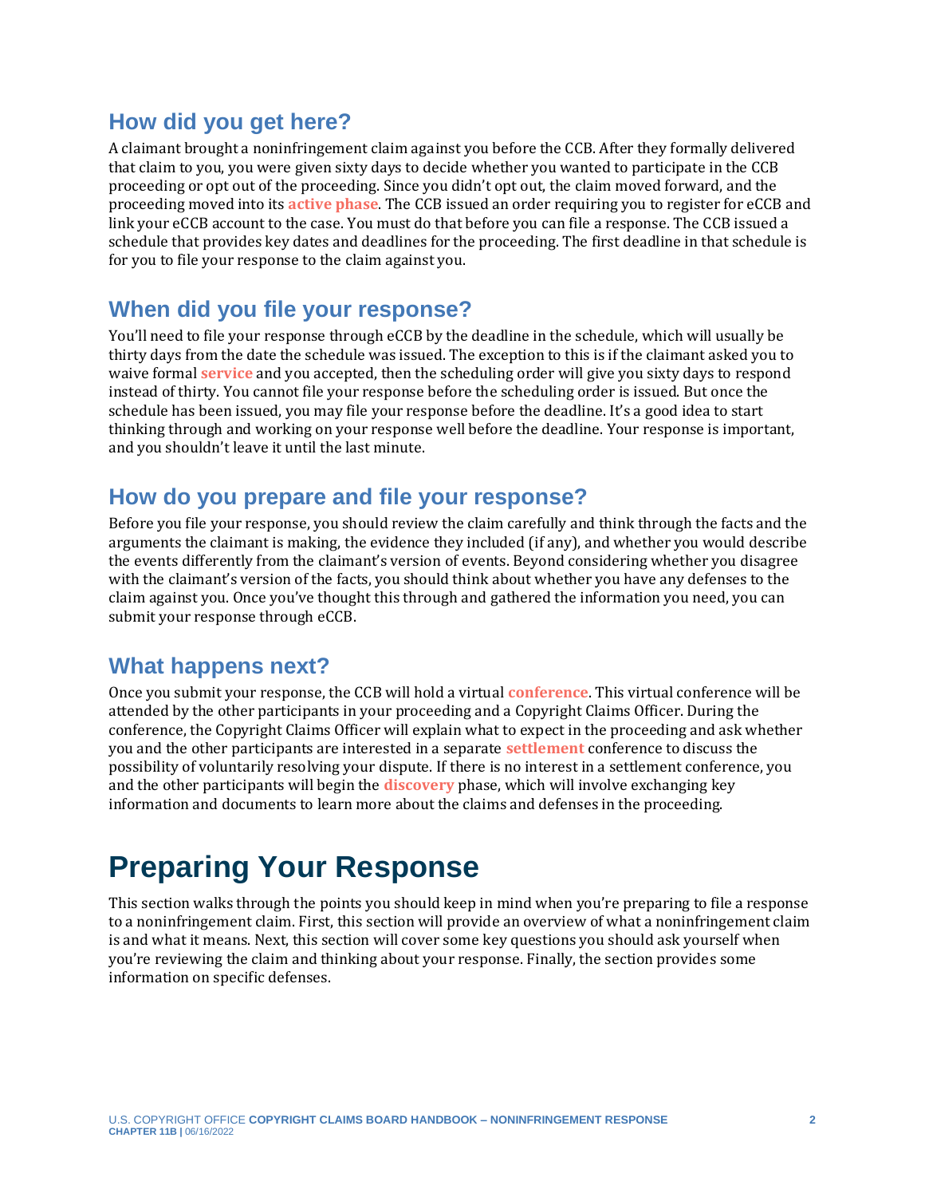## How did you get here?

A claimant brought a noninfringement claim against you before the CCB. After they formally delivered that claim to you, you were given sixty days to decide whether you wanted to participate in the CCB proceeding or opt out of the proceeding. Since you didn't opt out, the claim moved forward, and the proceeding moved into its **active phase**. The CCB issued an order requiring you to register for eCCB and link your eCCB account to the case. You must do that before you can file a response. The CCB issued a schedule that provides key dates and deadlines for the proceeding. The first deadline in that schedule is for you to file your response to the claim against you.

## When did you file your response?

You'll need to file your response through eCCB by the deadline in the schedule, which will usually be thirty days from the date the schedule was issued. The exception to this is if the claimant asked you to waive formal **service** and you accepted, then the scheduling order will give you sixty days to respond instead of thirty. You cannot file your response before the scheduling order is issued. But once the schedule has been issued, you may file your response before the deadline. It's a good idea to start thinking through and working on your response well before the deadline. Your response is important, and you shouldn't leave it until the last minute.

## How do you prepare and file your response?

Before you file your response, you should review the claim carefully and think through the facts and the arguments the claimant is making, the evidence they included (if any), and whether you would describe the events differently from the claimant's version of events. Beyond considering whether you disagree with the claimant's version of the facts, you should think about whether you have any defenses to the claim against you. Once you've thought this through and gathered the information you need, you can submit your response through eCCB.

## What happens next?

Once you submit your response, the CCB will hold a virtual **conference**. This virtual conference will be attended by the other participants in your proceeding and a Copyright Claims Officer. During the conference, the Copyright Claims Officer will explain what to expect in the proceeding and ask whether you and the other participants are interested in a separate **settlement** conference to discuss the possibility of voluntarily resolving your dispute. If there is no interest in a settlement conference, you and the other participants will begin the **discovery** phase, which will involve exchanging key information and documents to learn more about the claims and defenses in the proceeding.

# Preparing Your Response

This section walks through the points you should keep in mind when you're preparing to file a response to a noninfringement claim. First, this section will provide an overview of what a noninfringement claim is and what it means. Next, this section will cover some key questions you should ask yourself when you're reviewing the claim and thinking about your response. Finally, the section provides some information on specific defenses.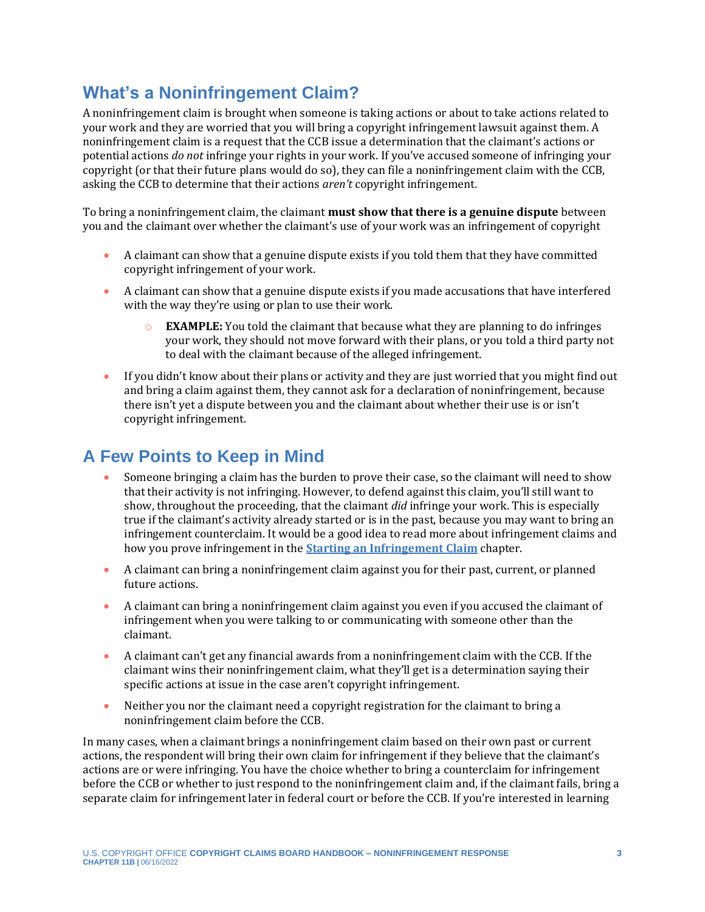## What's a Noninfringement Claim?

A noninfringement claim is brought when someone is taking actions or about to take actions related to your work and they are worried that you will bring a copyright infringement lawsuit against them. A noninfringement claim is a request that the CCB issue a determination that the claimant's actions or potential actions *do not* infringe your rights in your work. If you've accused someone of infringing your copyright (or that their future plans would do so), they can file a noninfringement claim with the CCB, asking the CCB to determine that their actions *aren't* copyright infringement.

To bring a noninfringement claim, the claimant **must show that there is a genuine dispute** between you and the claimant over whether the claimant's use of your work was an infringement of copyright

- A claimant can show that a genuine dispute exists if you told them that they have committed copyright infringement of your work.
- A claimant can show that a genuine dispute exists if you made accusations that have interfered with the way they're using or plan to use their work.
  - **EXAMPLE:** You told the claimant that because what they are planning to do infringes your work, they should not move forward with their plans, or you told a third party not to deal with the claimant because of the alleged infringement.
- If you didn't know about their plans or activity and they are just worried that you might find out and bring a claim against them, they cannot ask for a declaration of noninfringement, because there isn't yet a dispute between you and the claimant about whether their use is or isn't copyright infringement.

## A Few Points to Keep in Mind

- Someone bringing a claim has the burden to prove their case, so the claimant will need to show that their activity is not infringing. However, to defend against this claim, you'll still want to show, throughout the proceeding, that the claimant *did* infringe your work. This is especially true if the claimant's activity already started or is in the past, because you may want to bring an infringement counterclaim. It would be a good idea to read more about infringement claims and how you prove infringement in the **Starting an Infringement Claim** chapter.
- A claimant can bring a noninfringement claim against you for their past, current, or planned future actions.
- A claimant can bring a noninfringement claim against you even if you accused the claimant of infringement when you were talking to or communicating with someone other than the claimant.
- A claimant can't get any financial awards from a noninfringement claim with the CCB. If the claimant wins their noninfringement claim, what they'll get is a determination saying their specific actions at issue in the case aren't copyright infringement.
- Neither you nor the claimant need a copyright registration for the claimant to bring a noninfringement claim before the CCB.

In many cases, when a claimant brings a noninfringement claim based on their own past or current actions, the respondent will bring their own claim for infringement if they believe that the claimant's actions are or were infringing. You have the choice whether to bring a counterclaim for infringement before the CCB or whether to just respond to the noninfringement claim and, if the claimant fails, bring a separate claim for infringement later in federal court or before the CCB. If you're interested in learning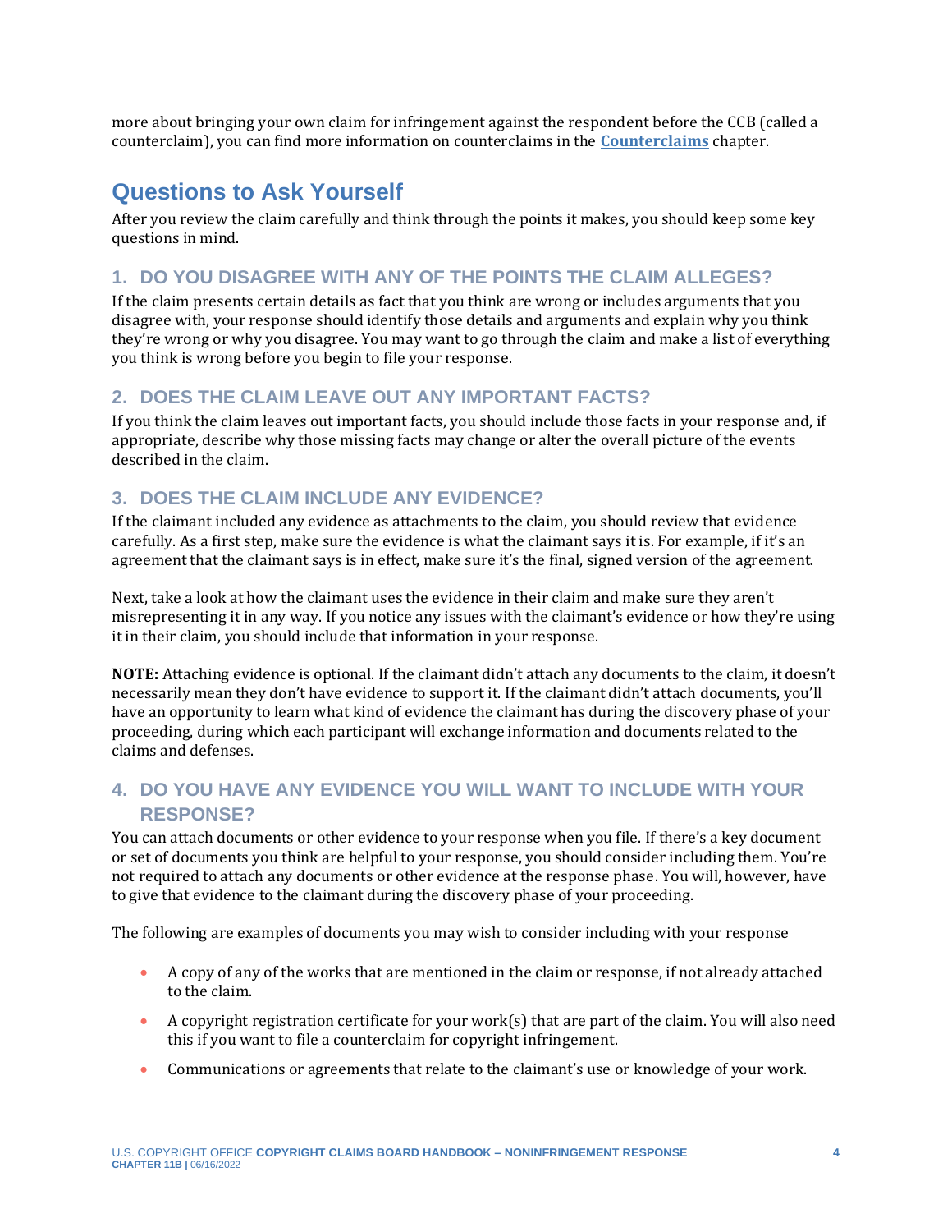more about bringing your own claim for infringement against the respondent before the CCB (called a counterclaim), you can find more information on counterclaims in the **Counterclaims** chapter.

## Questions to Ask Yourself

After you review the claim carefully and think through the points it makes, you should keep some key questions in mind.

### 1. DO YOU DISAGREE WITH ANY OF THE POINTS THE CLAIM ALLEGES?

If the claim presents certain details as fact that you think are wrong or includes arguments that you disagree with, your response should identify those details and arguments and explain why you think they're wrong or why you disagree. You may want to go through the claim and make a list of everything you think is wrong before you begin to file your response.

### 2. DOES THE CLAIM LEAVE OUT ANY IMPORTANT FACTS?

If you think the claim leaves out important facts, you should include those facts in your response and, if appropriate, describe why those missing facts may change or alter the overall picture of the events described in the claim.

### 3. DOES THE CLAIM INCLUDE ANY EVIDENCE?

If the claimant included any evidence as attachments to the claim, you should review that evidence carefully. As a first step, make sure the evidence is what the claimant says it is. For example, if it's an agreement that the claimant says is in effect, make sure it's the final, signed version of the agreement.

Next, take a look at how the claimant uses the evidence in their claim and make sure they aren't misrepresenting it in any way. If you notice any issues with the claimant's evidence or how they're using it in their claim, you should include that information in your response.

**NOTE:** Attaching evidence is optional. If the claimant didn't attach any documents to the claim, it doesn't necessarily mean they don't have evidence to support it. If the claimant didn't attach documents, you'll have an opportunity to learn what kind of evidence the claimant has during the discovery phase of your proceeding, during which each participant will exchange information and documents related to the claims and defenses.

### 4. DO YOU HAVE ANY EVIDENCE YOU WILL WANT TO INCLUDE WITH YOUR RESPONSE?

You can attach documents or other evidence to your response when you file. If there's a key document or set of documents you think are helpful to your response, you should consider including them. You're not required to attach any documents or other evidence at the response phase. You will, however, have to give that evidence to the claimant during the discovery phase of your proceeding.

The following are examples of documents you may wish to consider including with your response

- A copy of any of the works that are mentioned in the claim or response, if not already attached to the claim.
- A copyright registration certificate for your work(s) that are part of the claim. You will also need this if you want to file a counterclaim for copyright infringement.
- Communications or agreements that relate to the claimant's use or knowledge of your work.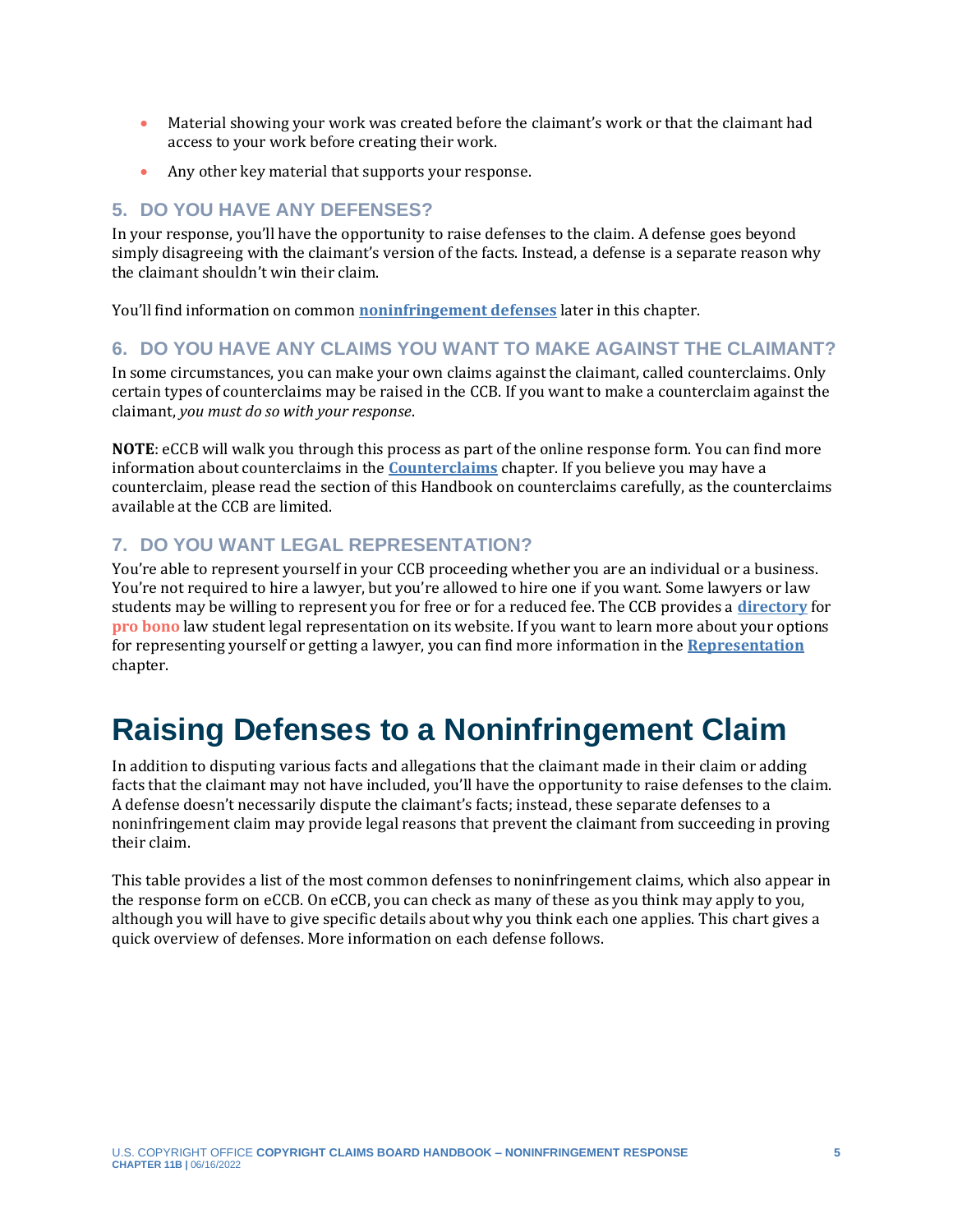- Material showing your work was created before the claimant's work or that the claimant had access to your work before creating their work.
- Any other key material that supports your response.

### 5. DO YOU HAVE ANY DEFENSES?

In your response, you'll have the opportunity to raise defenses to the claim. A defense goes beyond simply disagreeing with the claimant's version of the facts. Instead, a defense is a separate reason why the claimant shouldn't win their claim.

You'll find information on common **noninfringement defenses** later in this chapter.

### 6. DO YOU HAVE ANY CLAIMS YOU WANT TO MAKE AGAINST THE CLAIMANT?

In some circumstances, you can make your own claims against the claimant, called counterclaims. Only certain types of counterclaims may be raised in the CCB. If you want to make a counterclaim against the claimant, *you must do so with your response*.

**NOTE**: eCCB will walk you through this process as part of the online response form. You can find more information about counterclaims in the **Counterclaims** chapter. If you believe you may have a counterclaim, please read the section of this Handbook on counterclaims carefully, as the counterclaims available at the CCB are limited.

### 7. DO YOU WANT LEGAL REPRESENTATION?

You're able to represent yourself in your CCB proceeding whether you are an individual or a business. You're not required to hire a lawyer, but you're allowed to hire one if you want. Some lawyers or law students may be willing to represent you for free or for a reduced fee. The CCB provides a **directory** for **pro bono** law student legal representation on its website. If you want to learn more about your options for representing yourself or getting a lawyer, you can find more information in the **Representation** chapter.

# Raising Defenses to a Noninfringement Claim

In addition to disputing various facts and allegations that the claimant made in their claim or adding facts that the claimant may not have included, you'll have the opportunity to raise defenses to the claim. A defense doesn't necessarily dispute the claimant's facts; instead, these separate defenses to a noninfringement claim may provide legal reasons that prevent the claimant from succeeding in proving their claim.

This table provides a list of the most common defenses to noninfringement claims, which also appear in the response form on eCCB. On eCCB, you can check as many of these as you think may apply to you, although you will have to give specific details about why you think each one applies. This chart gives a quick overview of defenses. More information on each defense follows.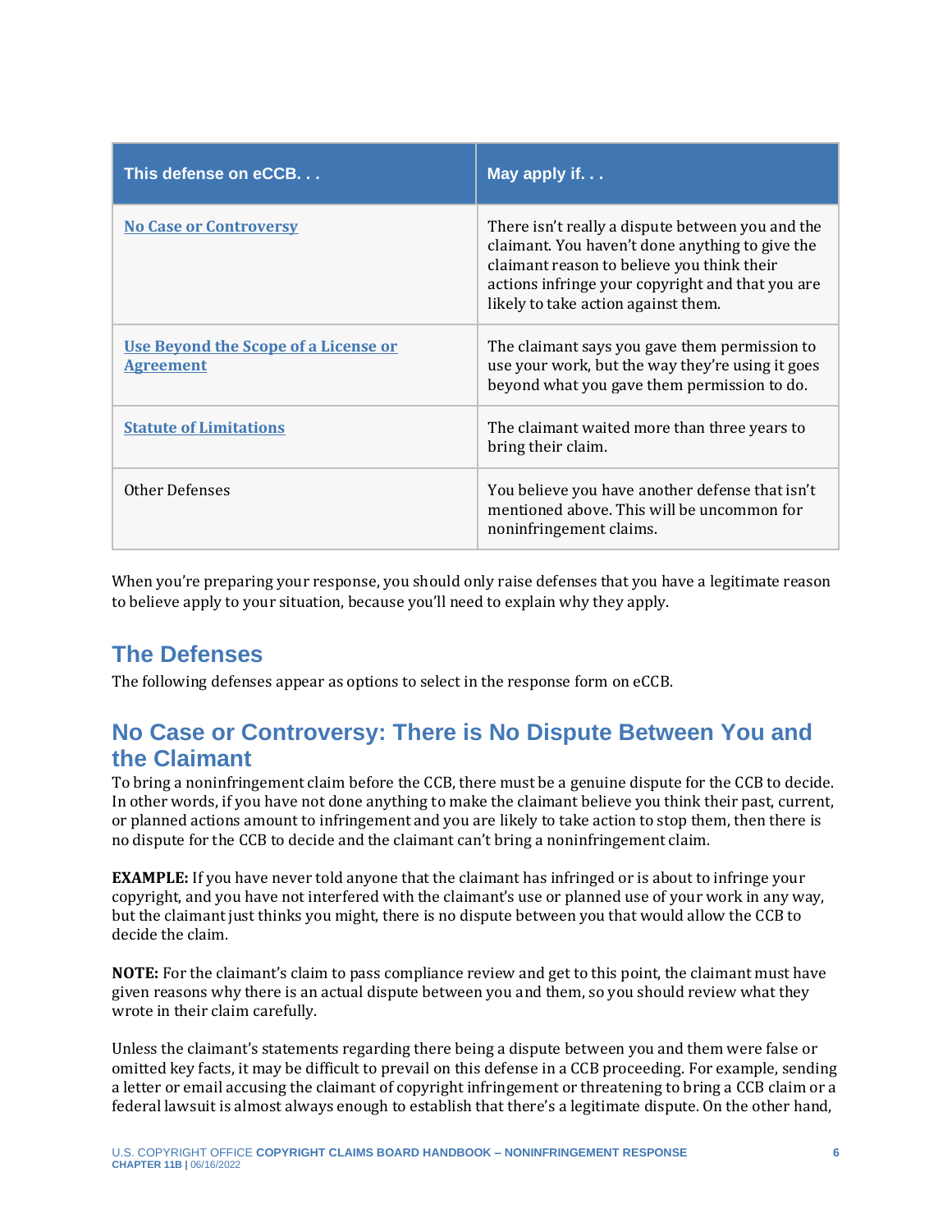| This defense on eCCB. . . | May apply if. . . |
| --- | --- |
| No Case or Controversy | There isn't really a dispute between you and the claimant. You haven't done anything to give the claimant reason to believe you think their actions infringe your copyright and that you are likely to take action against them. |
| Use Beyond the Scope of a License or Agreement | The claimant says you gave them permission to use your work, but the way they're using it goes beyond what you gave them permission to do. |
| Statute of Limitations | The claimant waited more than three years to bring their claim. |
| Other Defenses | You believe you have another defense that isn't mentioned above. This will be uncommon for noninfringement claims. |

When you're preparing your response, you should only raise defenses that you have a legitimate reason to believe apply to your situation, because you'll need to explain why they apply.

## The Defenses

The following defenses appear as options to select in the response form on eCCB.

## No Case or Controversy: There is No Dispute Between You and the Claimant

To bring a noninfringement claim before the CCB, there must be a genuine dispute for the CCB to decide. In other words, if you have not done anything to make the claimant believe you think their past, current, or planned actions amount to infringement and you are likely to take action to stop them, then there is no dispute for the CCB to decide and the claimant can't bring a noninfringement claim.

**EXAMPLE:** If you have never told anyone that the claimant has infringed or is about to infringe your copyright, and you have not interfered with the claimant's use or planned use of your work in any way, but the claimant just thinks you might, there is no dispute between you that would allow the CCB to decide the claim.

**NOTE:** For the claimant's claim to pass compliance review and get to this point, the claimant must have given reasons why there is an actual dispute between you and them, so you should review what they wrote in their claim carefully.

Unless the claimant's statements regarding there being a dispute between you and them were false or omitted key facts, it may be difficult to prevail on this defense in a CCB proceeding. For example, sending a letter or email accusing the claimant of copyright infringement or threatening to bring a CCB claim or a federal lawsuit is almost always enough to establish that there's a legitimate dispute. On the other hand,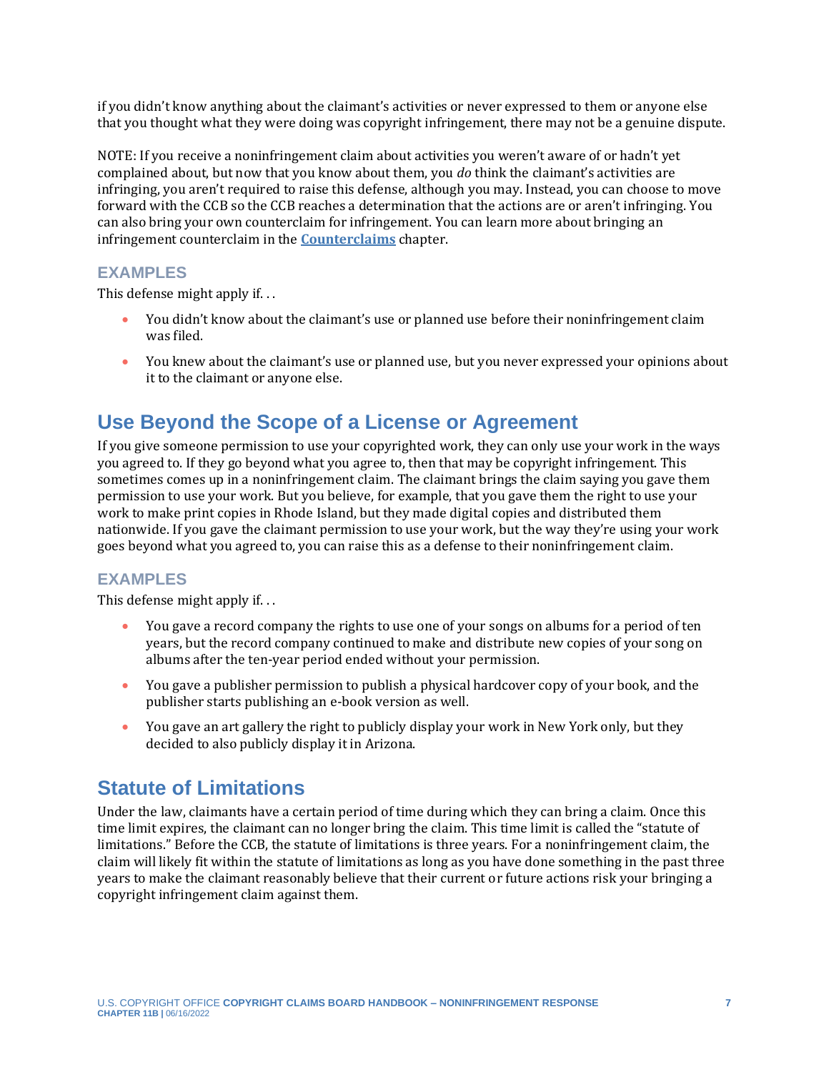if you didn't know anything about the claimant's activities or never expressed to them or anyone else that you thought what they were doing was copyright infringement, there may not be a genuine dispute.

NOTE: If you receive a noninfringement claim about activities you weren't aware of or hadn't yet complained about, but now that you know about them, you *do* think the claimant's activities are infringing, you aren't required to raise this defense, although you may. Instead, you can choose to move forward with the CCB so the CCB reaches a determination that the actions are or aren't infringing. You can also bring your own counterclaim for infringement. You can learn more about bringing an infringement counterclaim in the **Counterclaims** chapter.

### EXAMPLES

This defense might apply if. . .

- You didn't know about the claimant's use or planned use before their noninfringement claim was filed.
- You knew about the claimant's use or planned use, but you never expressed your opinions about it to the claimant or anyone else.

## Use Beyond the Scope of a License or Agreement

If you give someone permission to use your copyrighted work, they can only use your work in the ways you agreed to. If they go beyond what you agree to, then that may be copyright infringement. This sometimes comes up in a noninfringement claim. The claimant brings the claim saying you gave them permission to use your work. But you believe, for example, that you gave them the right to use your work to make print copies in Rhode Island, but they made digital copies and distributed them nationwide. If you gave the claimant permission to use your work, but the way they're using your work goes beyond what you agreed to, you can raise this as a defense to their noninfringement claim.

### EXAMPLES

This defense might apply if. . .

- You gave a record company the rights to use one of your songs on albums for a period of ten years, but the record company continued to make and distribute new copies of your song on albums after the ten-year period ended without your permission.
- You gave a publisher permission to publish a physical hardcover copy of your book, and the publisher starts publishing an e-book version as well.
- You gave an art gallery the right to publicly display your work in New York only, but they decided to also publicly display it in Arizona.

## Statute of Limitations

Under the law, claimants have a certain period of time during which they can bring a claim. Once this time limit expires, the claimant can no longer bring the claim. This time limit is called the "statute of limitations." Before the CCB, the statute of limitations is three years. For a noninfringement claim, the claim will likely fit within the statute of limitations as long as you have done something in the past three years to make the claimant reasonably believe that their current or future actions risk your bringing a copyright infringement claim against them.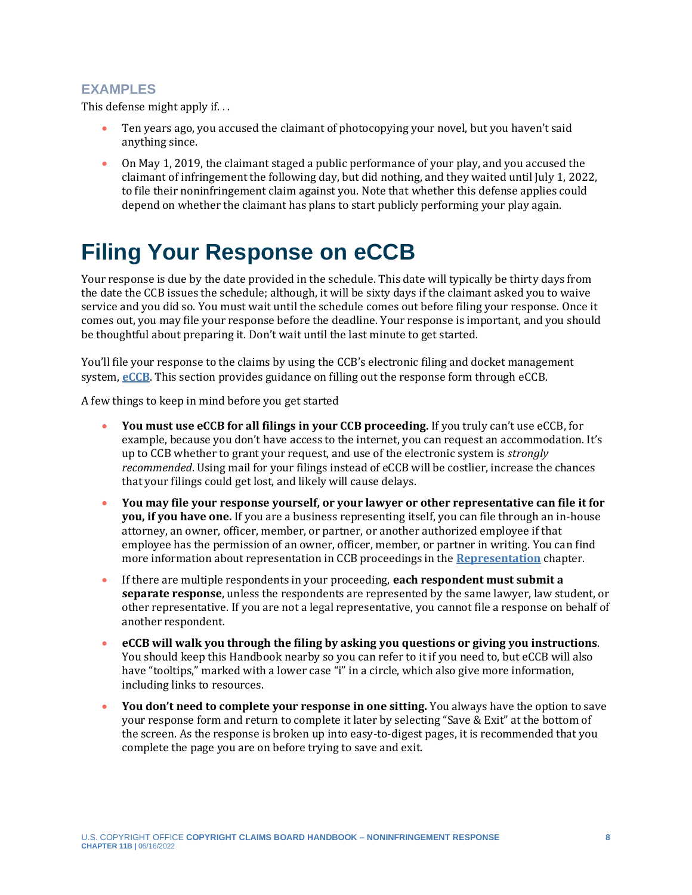### EXAMPLES

This defense might apply if. . .

- Ten years ago, you accused the claimant of photocopying your novel, but you haven't said anything since.
- On May 1, 2019, the claimant staged a public performance of your play, and you accused the claimant of infringement the following day, but did nothing, and they waited until July 1, 2022, to file their noninfringement claim against you. Note that whether this defense applies could depend on whether the claimant has plans to start publicly performing your play again.

# Filing Your Response on eCCB

Your response is due by the date provided in the schedule. This date will typically be thirty days from the date the CCB issues the schedule; although, it will be sixty days if the claimant asked you to waive service and you did so. You must wait until the schedule comes out before filing your response. Once it comes out, you may file your response before the deadline. Your response is important, and you should be thoughtful about preparing it. Don't wait until the last minute to get started.

You'll file your response to the claims by using the CCB's electronic filing and docket management system, **eCCB**. This section provides guidance on filling out the response form through eCCB.

A few things to keep in mind before you get started

- **You must use eCCB for all filings in your CCB proceeding.** If you truly can't use eCCB, for example, because you don't have access to the internet, you can request an accommodation. It's up to CCB whether to grant your request, and use of the electronic system is *strongly recommended*. Using mail for your filings instead of eCCB will be costlier, increase the chances that your filings could get lost, and likely will cause delays.
- **You may file your response yourself, or your lawyer or other representative can file it for you, if you have one.** If you are a business representing itself, you can file through an in-house attorney, an owner, officer, member, or partner, or another authorized employee if that employee has the permission of an owner, officer, member, or partner in writing. You can find more information about representation in CCB proceedings in the **Representation** chapter.
- If there are multiple respondents in your proceeding, **each respondent must submit a separate response**, unless the respondents are represented by the same lawyer, law student, or other representative. If you are not a legal representative, you cannot file a response on behalf of another respondent.
- **eCCB will walk you through the filing by asking you questions or giving you instructions**. You should keep this Handbook nearby so you can refer to it if you need to, but eCCB will also have "tooltips," marked with a lower case "i" in a circle, which also give more information, including links to resources.
- **You don't need to complete your response in one sitting.** You always have the option to save your response form and return to complete it later by selecting "Save & Exit" at the bottom of the screen. As the response is broken up into easy-to-digest pages, it is recommended that you complete the page you are on before trying to save and exit.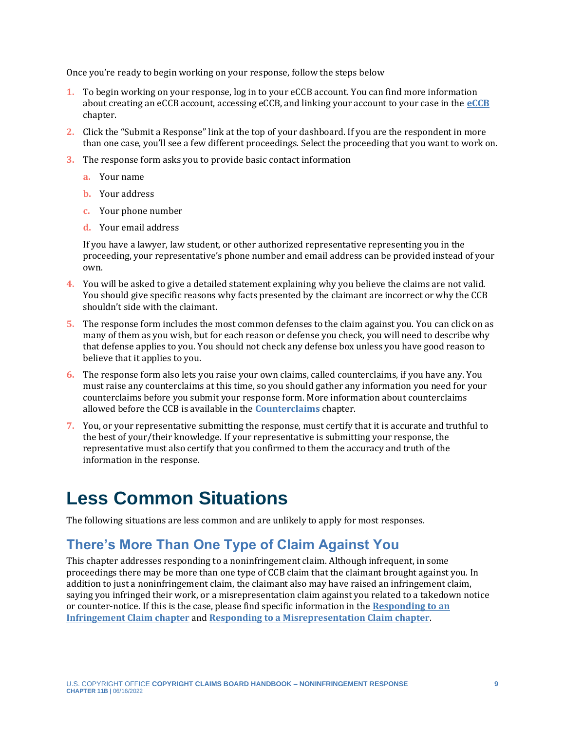Once you're ready to begin working on your response, follow the steps below

1. To begin working on your response, log in to your eCCB account. You can find more information about creating an eCCB account, accessing eCCB, and linking your account to your case in the **eCCB** chapter.
2. Click the "Submit a Response" link at the top of your dashboard. If you are the respondent in more than one case, you'll see a few different proceedings. Select the proceeding that you want to work on.
3. The response form asks you to provide basic contact information
   a. Your name
   b. Your address
   c. Your phone number
   d. Your email address

   If you have a lawyer, law student, or other authorized representative representing you in the proceeding, your representative's phone number and email address can be provided instead of your own.
4. You will be asked to give a detailed statement explaining why you believe the claims are not valid. You should give specific reasons why facts presented by the claimant are incorrect or why the CCB shouldn't side with the claimant.
5. The response form includes the most common defenses to the claim against you. You can click on as many of them as you wish, but for each reason or defense you check, you will need to describe why that defense applies to you. You should not check any defense box unless you have good reason to believe that it applies to you.
6. The response form also lets you raise your own claims, called counterclaims, if you have any. You must raise any counterclaims at this time, so you should gather any information you need for your counterclaims before you submit your response form. More information about counterclaims allowed before the CCB is available in the **Counterclaims** chapter.
7. You, or your representative submitting the response, must certify that it is accurate and truthful to the best of your/their knowledge. If your representative is submitting your response, the representative must also certify that you confirmed to them the accuracy and truth of the information in the response.

# Less Common Situations

The following situations are less common and are unlikely to apply for most responses.

## There's More Than One Type of Claim Against You

This chapter addresses responding to a noninfringement claim. Although infrequent, in some proceedings there may be more than one type of CCB claim that the claimant brought against you. In addition to just a noninfringement claim, the claimant also may have raised an infringement claim, saying you infringed their work, or a misrepresentation claim against you related to a takedown notice or counter-notice. If this is the case, please find specific information in the **Responding to an Infringement Claim chapter** and **Responding to a Misrepresentation Claim chapter**.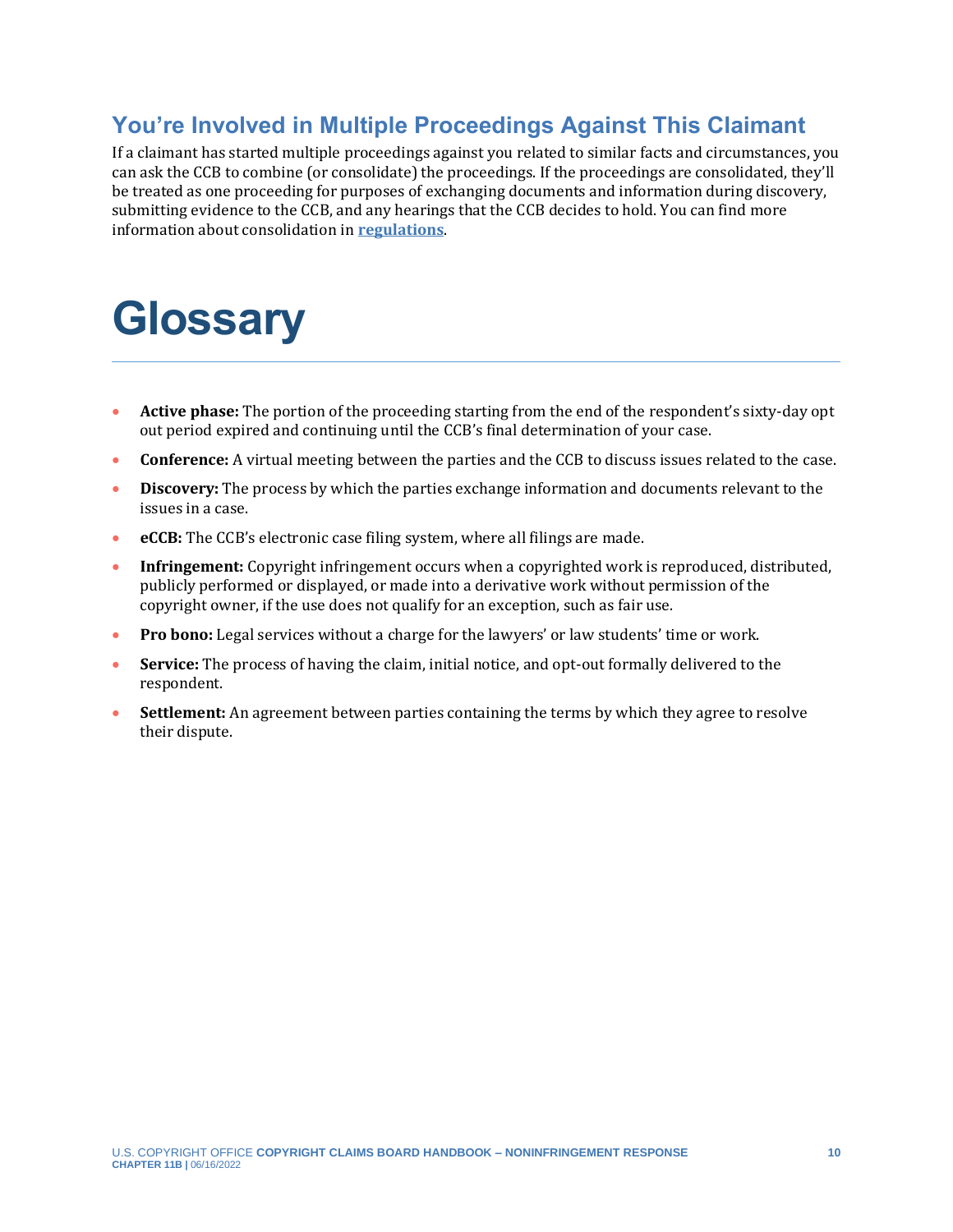## You're Involved in Multiple Proceedings Against This Claimant

If a claimant has started multiple proceedings against you related to similar facts and circumstances, you can ask the CCB to combine (or consolidate) the proceedings. If the proceedings are consolidated, they'll be treated as one proceeding for purposes of exchanging documents and information during discovery, submitting evidence to the CCB, and any hearings that the CCB decides to hold. You can find more information about consolidation in **regulations**.

# Glossary

- **Active phase:** The portion of the proceeding starting from the end of the respondent's sixty-day opt out period expired and continuing until the CCB's final determination of your case.
- **Conference:** A virtual meeting between the parties and the CCB to discuss issues related to the case.
- **Discovery:** The process by which the parties exchange information and documents relevant to the issues in a case.
- **eCCB:** The CCB's electronic case filing system, where all filings are made.
- **Infringement:** Copyright infringement occurs when a copyrighted work is reproduced, distributed, publicly performed or displayed, or made into a derivative work without permission of the copyright owner, if the use does not qualify for an exception, such as fair use.
- **Pro bono:** Legal services without a charge for the lawyers' or law students' time or work.
- **Service:** The process of having the claim, initial notice, and opt-out formally delivered to the respondent.
- **Settlement:** An agreement between parties containing the terms by which they agree to resolve their dispute.